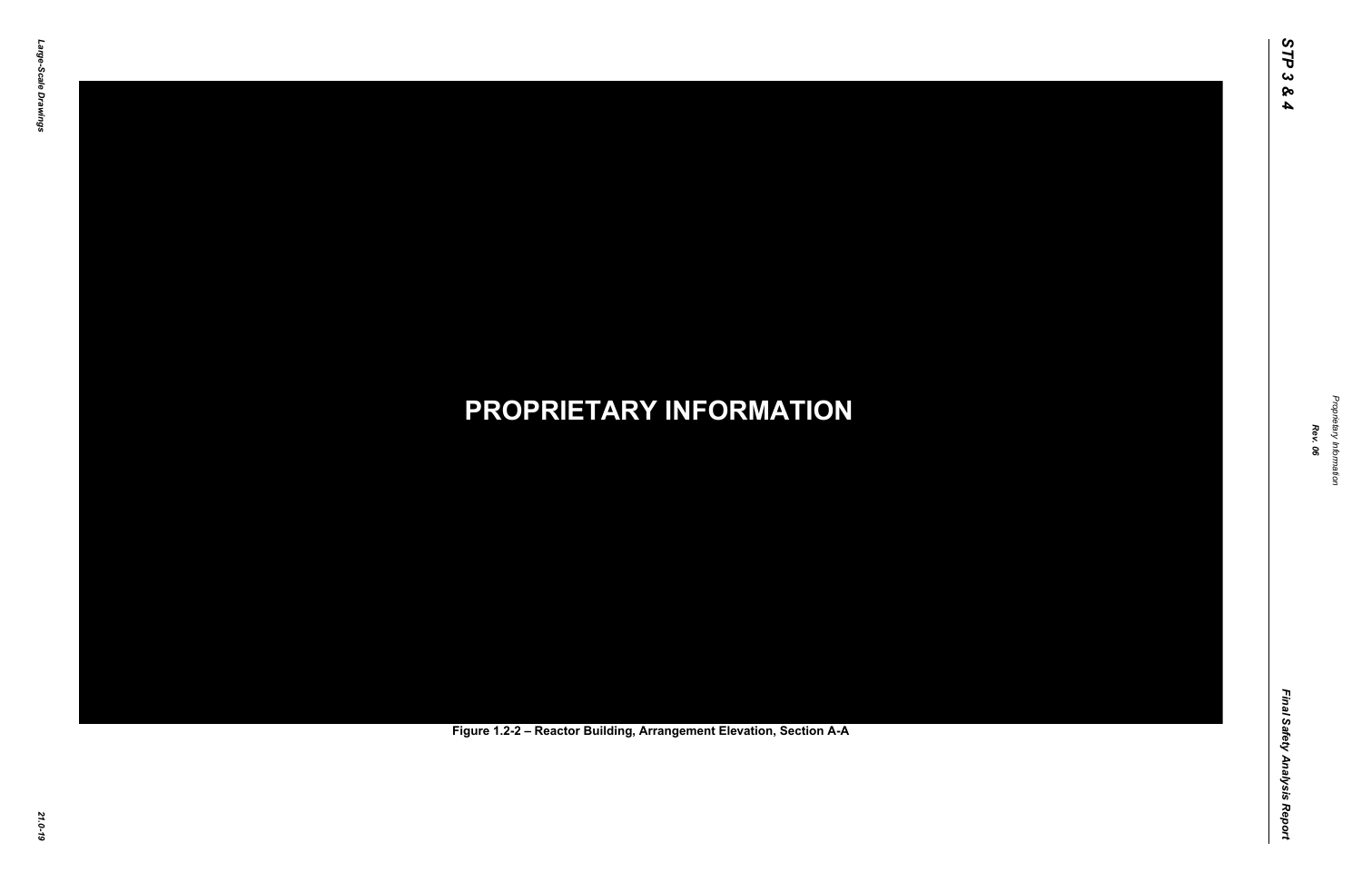PROPRIETARY INFORMATION

Figure 1.2-2 – Reactor Building, Arrangement Elevation, Section A-A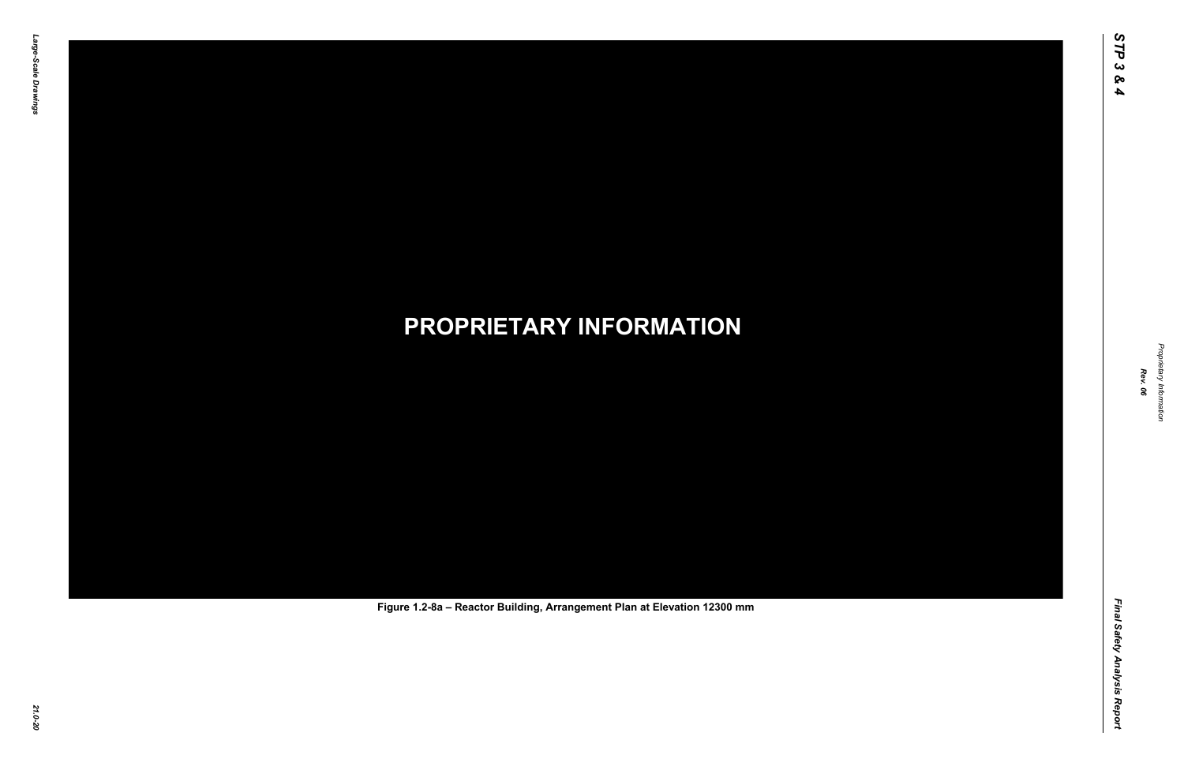PROPRIETARY INFORMATION

Figure 1.2-8a – Reactor Building, Arrangement Plan at Elevation 12300 mm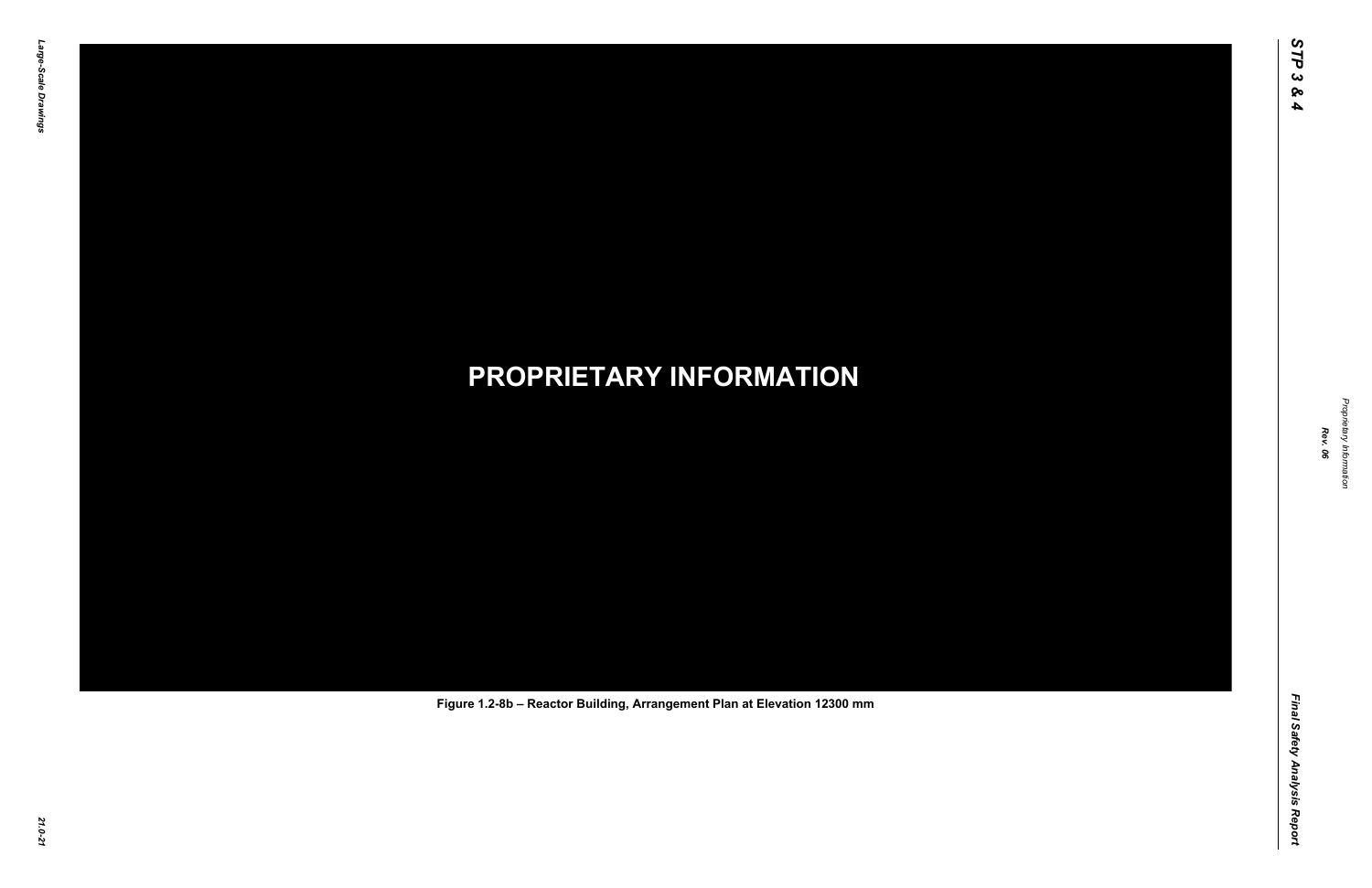**PROPRIETARY INFORMATION**

Figure 1.2-8b – Reactor Building, Arrangement Plan at Elevation 12300 mm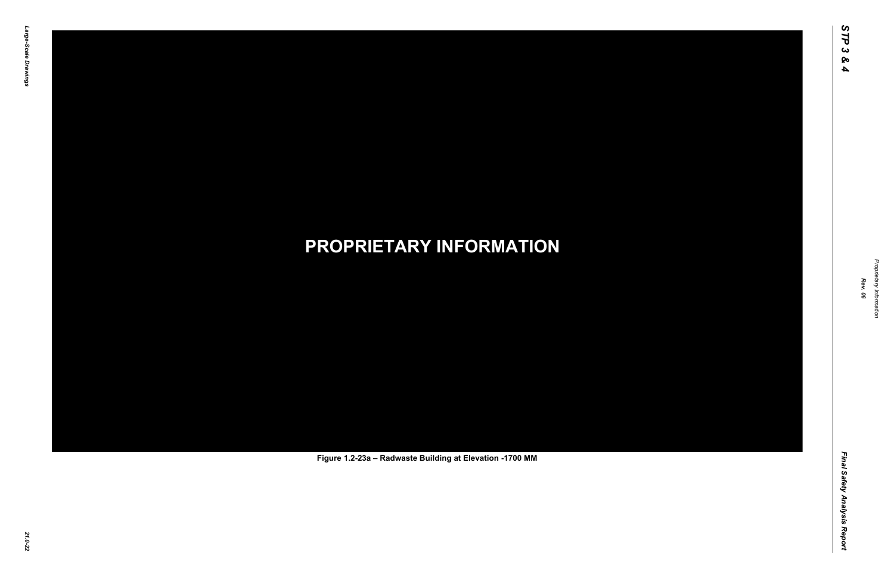**PROPRIETARY INFORMATION**

**Figure 1.2-23a – Radwaste Building at Elevation -1700 MM**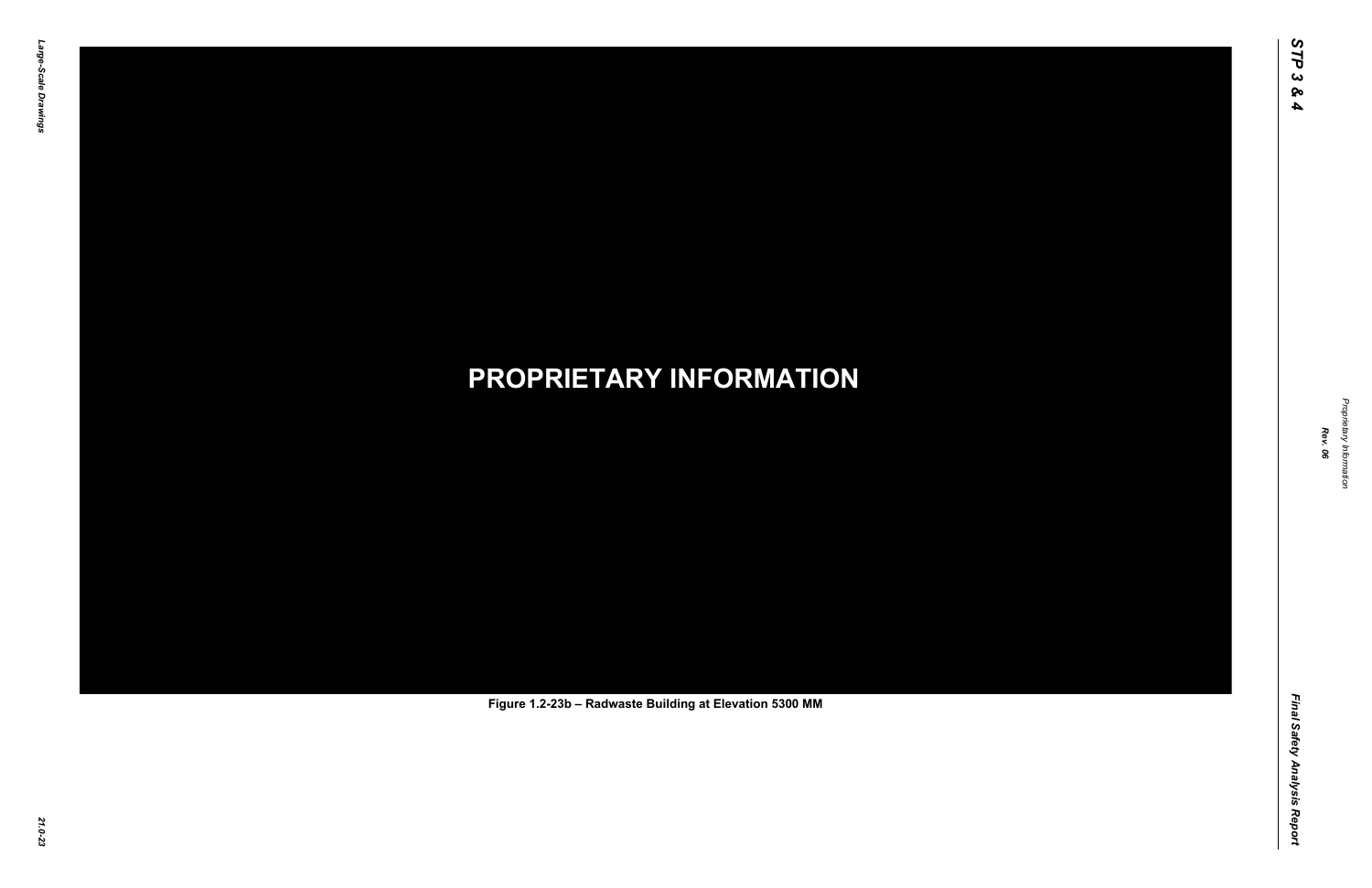**PROPRIETARY INFORMATION**

**Figure 1.2-23b – Radwaste Building at Elevation 5300 MM**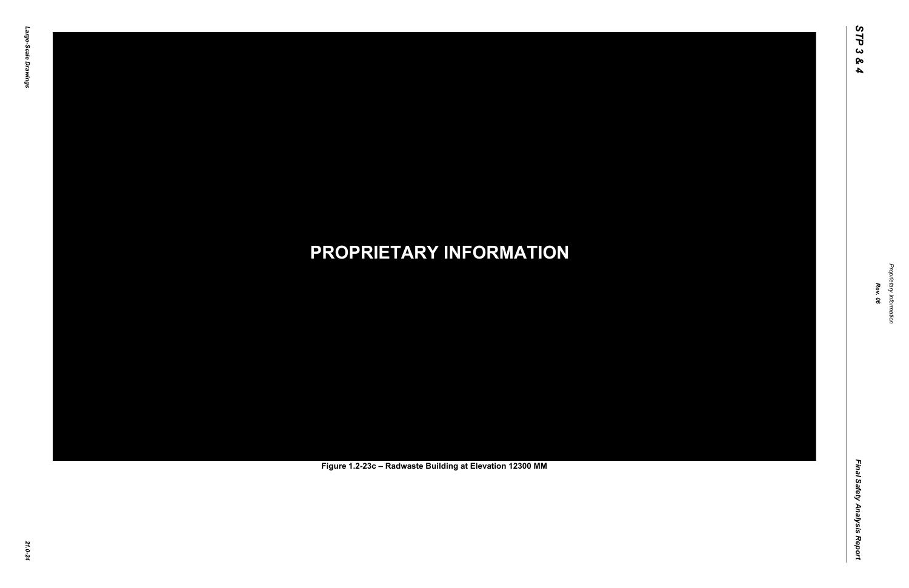**PROPRIETARY INFORMATION**

**Figure 1.2-23c – Radwaste Building at Elevation 12300 MM**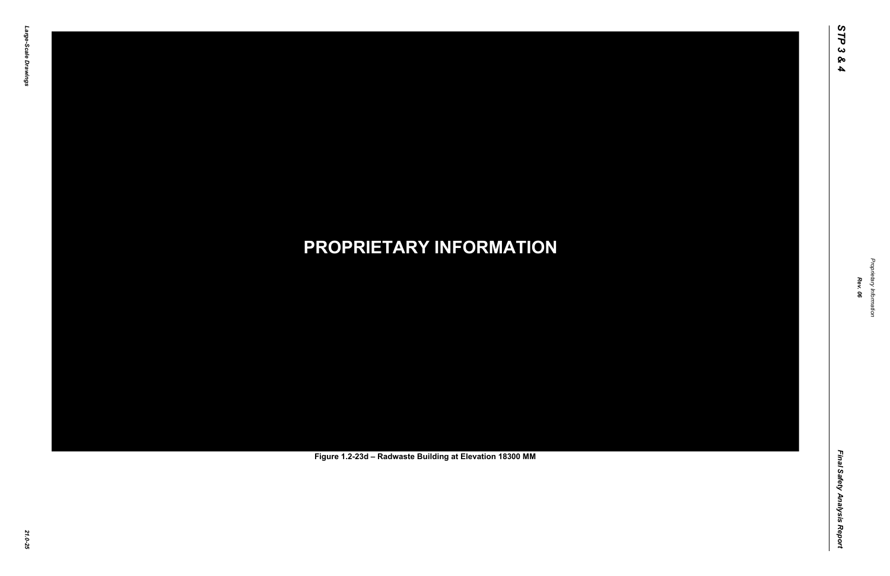**PROPRIETARY INFORMATION**

Figure 1.2-23d – Radwaste Building at Elevation 18300 MM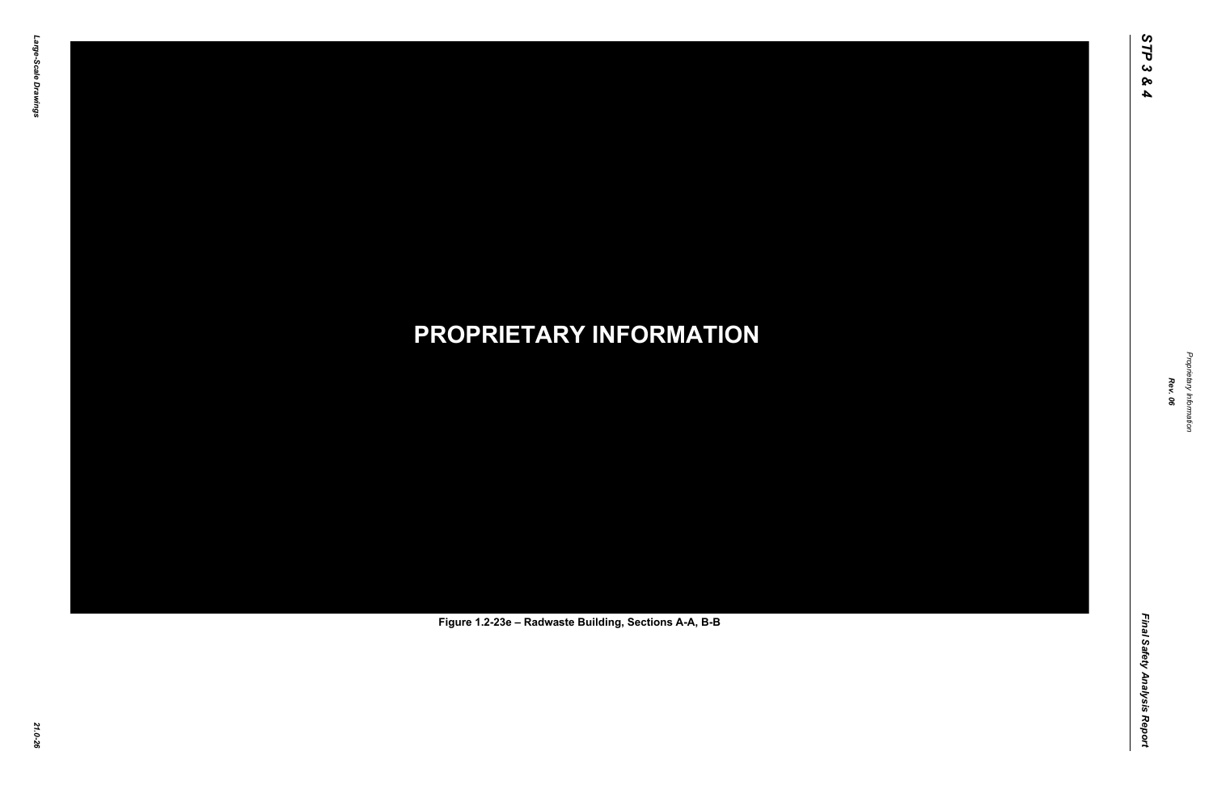**PROPRIETARY INFORMATION**

**Figure 1.2-23e – Radwaste Building, Sections A-A, B-B**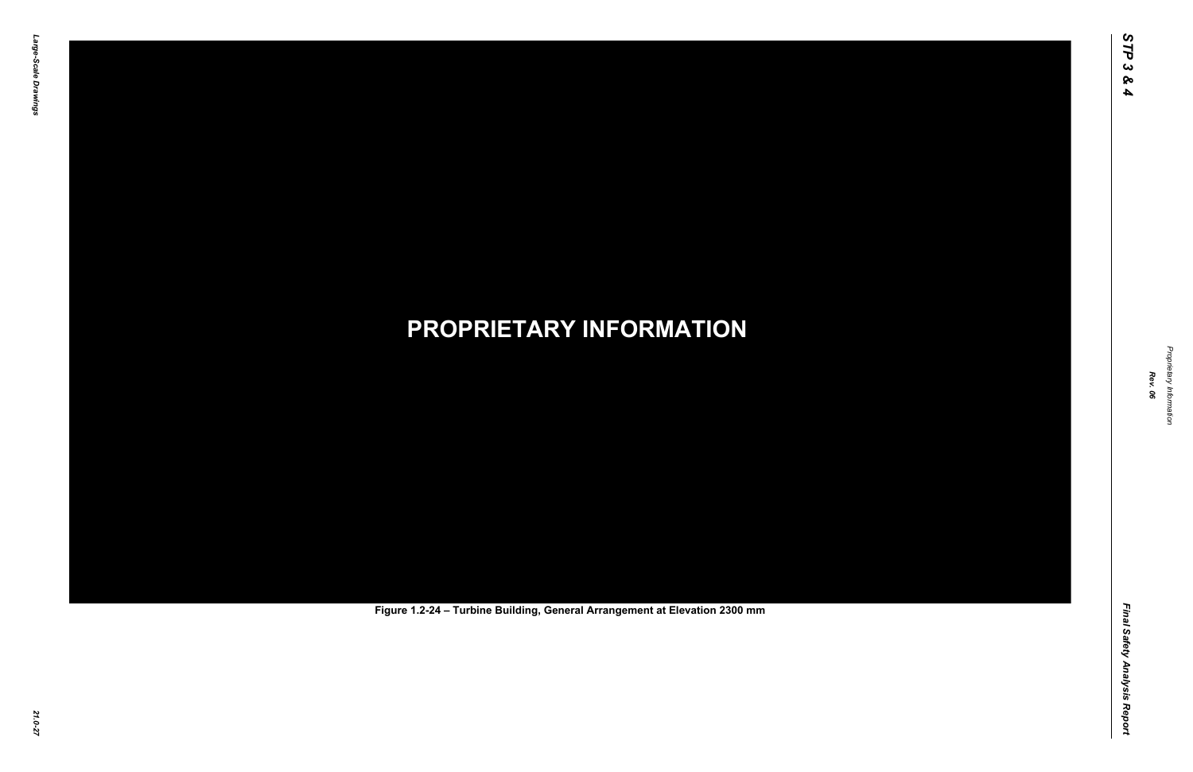**PROPRIETARY INFORMATION**

Figure 1.2-24 – Turbine Building, General Arrangement at Elevation 2300 mm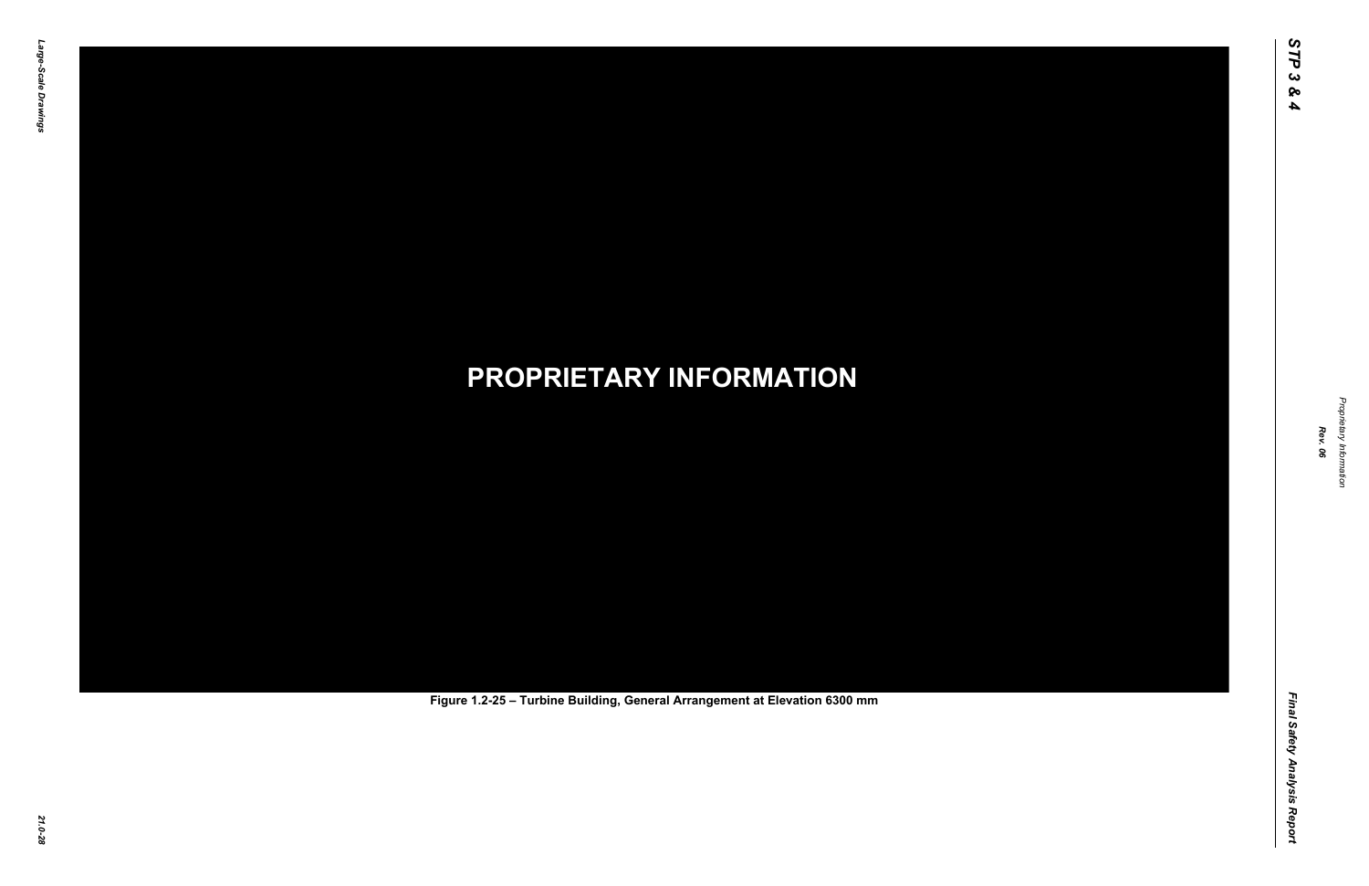**PROPRIETARY INFORMATION**

Figure 1.2-25 – Turbine Building, General Arrangement at Elevation 6300 mm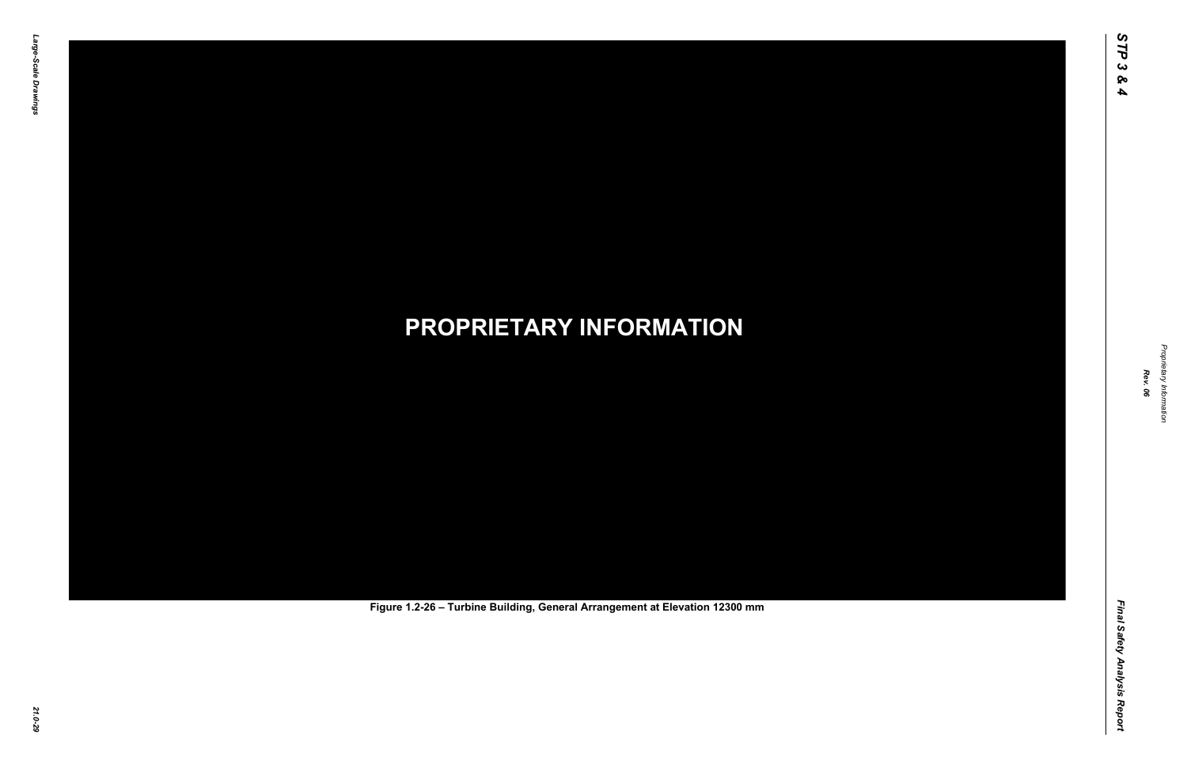PROPRIETARY INFORMATION

Figure 1.2-26 – Turbine Building, General Arrangement at Elevation 12300 mm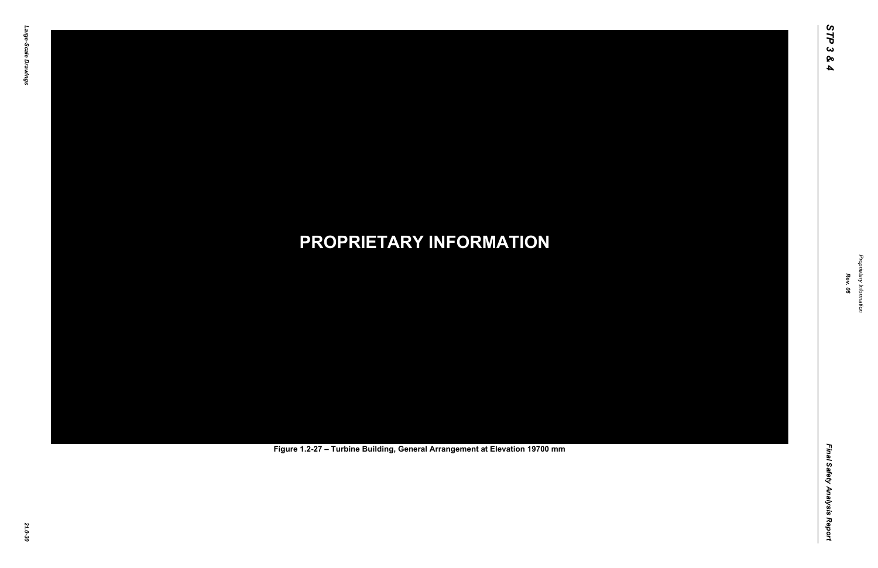PROPRIETARY INFORMATION

Figure 1.2-27 – Turbine Building, General Arrangement at Elevation 19700 mm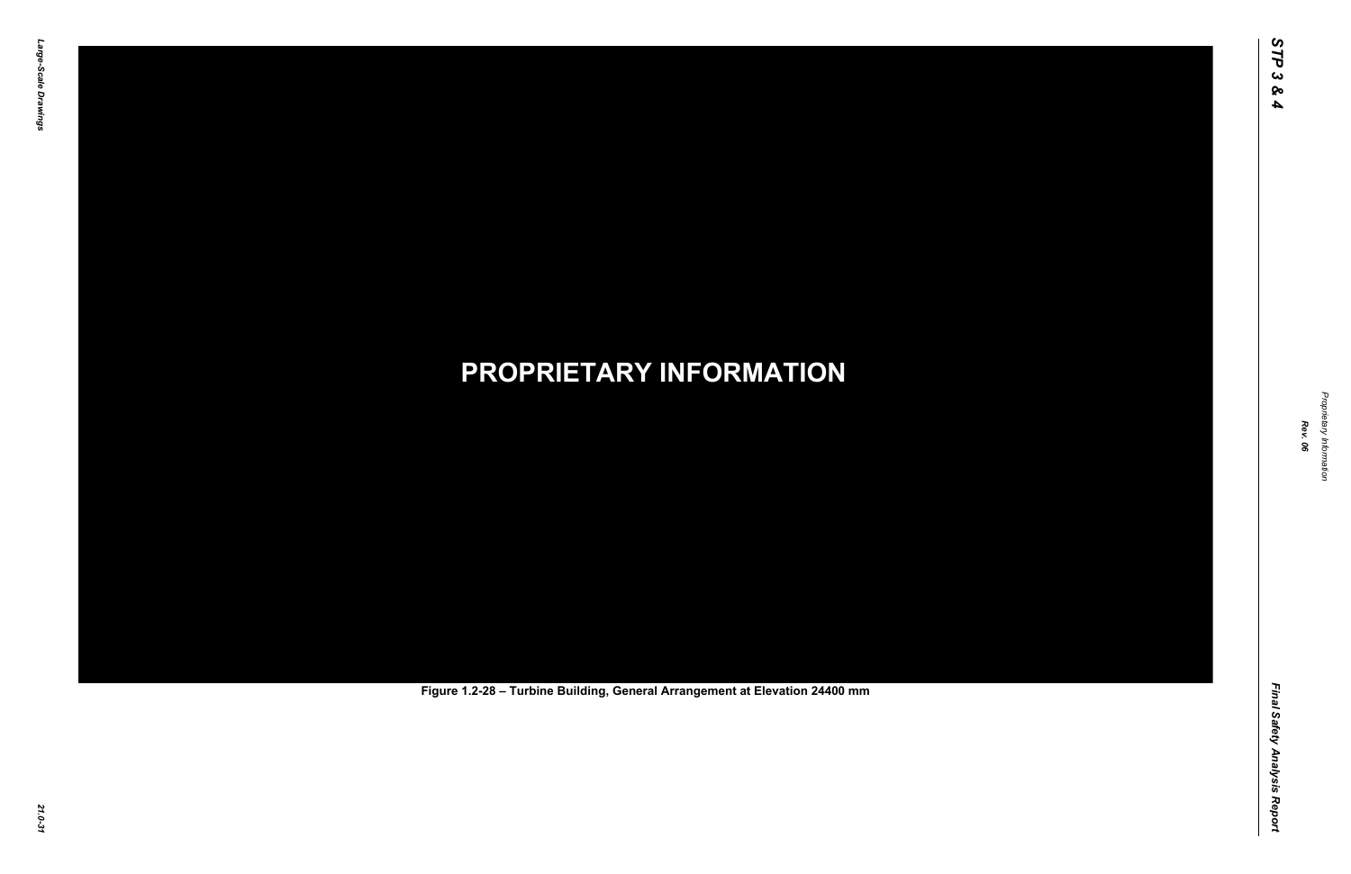**PROPRIETARY INFORMATION**

Figure 1.2-28 – Turbine Building, General Arrangement at Elevation 24400 mm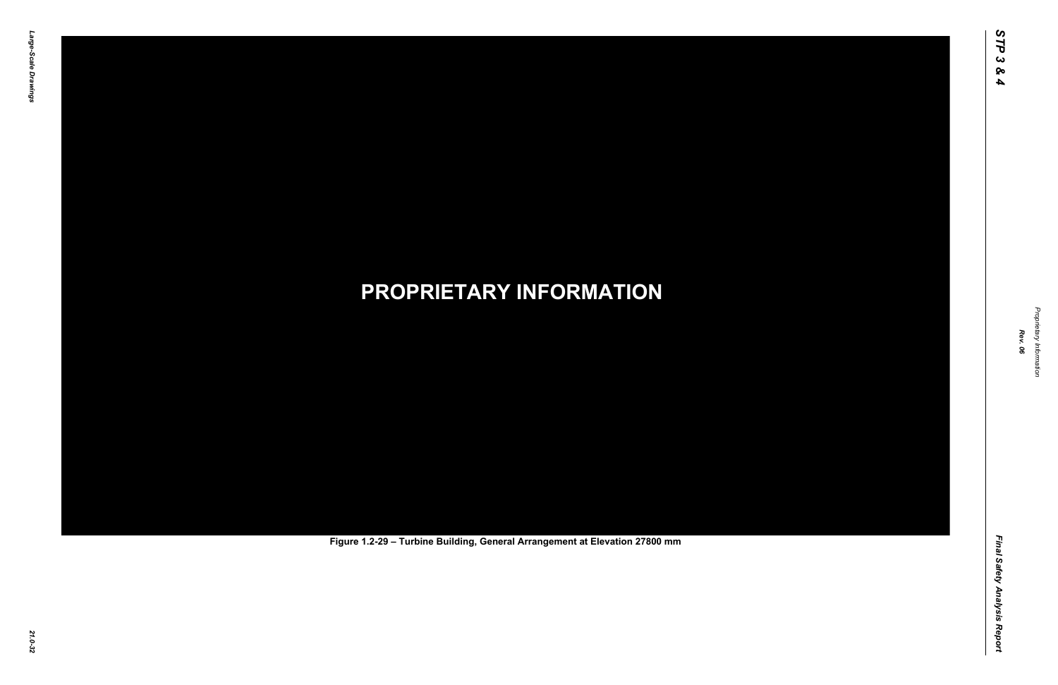**PROPRIETARY INFORMATION**

Figure 1.2-29 – Turbine Building, General Arrangement at Elevation 27800 mm